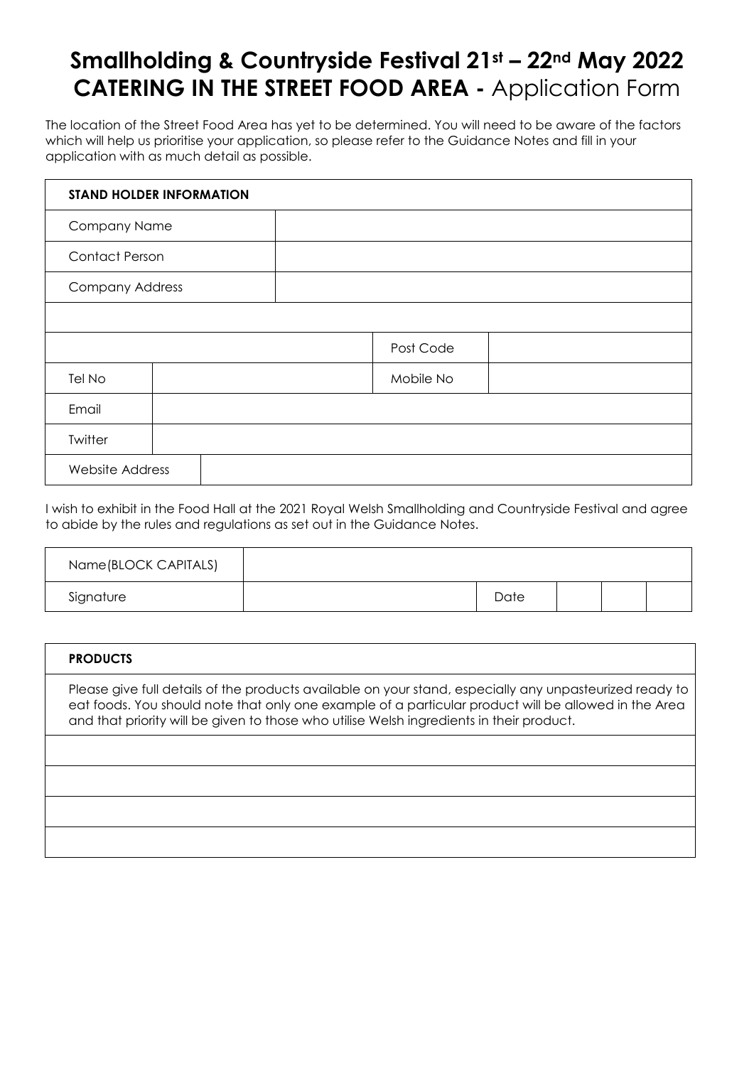# Smallholding & Countryside Festival 21st – 22nd May 2022
# CATERING IN THE STREET FOOD AREA - Application Form

The location of the Street Food Area has yet to be determined. You will need to be aware of the factors which will help us prioritise your application, so please refer to the Guidance Notes and fill in your application with as much detail as possible.

| **STAND HOLDER INFORMATION** | | | |
|---|---|---|---|
| Company Name | | | |
| Contact Person | | | |
| Company Address | | | |
| | | | |
| | | Post Code | |
| Tel No | | Mobile No | |
| Email | | | |
| Twitter | | | |
| Website Address | | | |

I wish to exhibit in the Food Hall at the 2021 Royal Welsh Smallholding and Countryside Festival and agree to abide by the rules and regulations as set out in the Guidance Notes.

| Name(BLOCK CAPITALS) | | | | | |
|---|---|---|---|---|---|
| Signature | | Date | | | |

| **PRODUCTS** |
|---|
| Please give full details of the products available on your stand, especially any unpasteurized ready to eat foods. You should note that only one example of a particular product will be allowed in the Area and that priority will be given to those who utilise Welsh ingredients in their product. |
| |
| |
| |
| |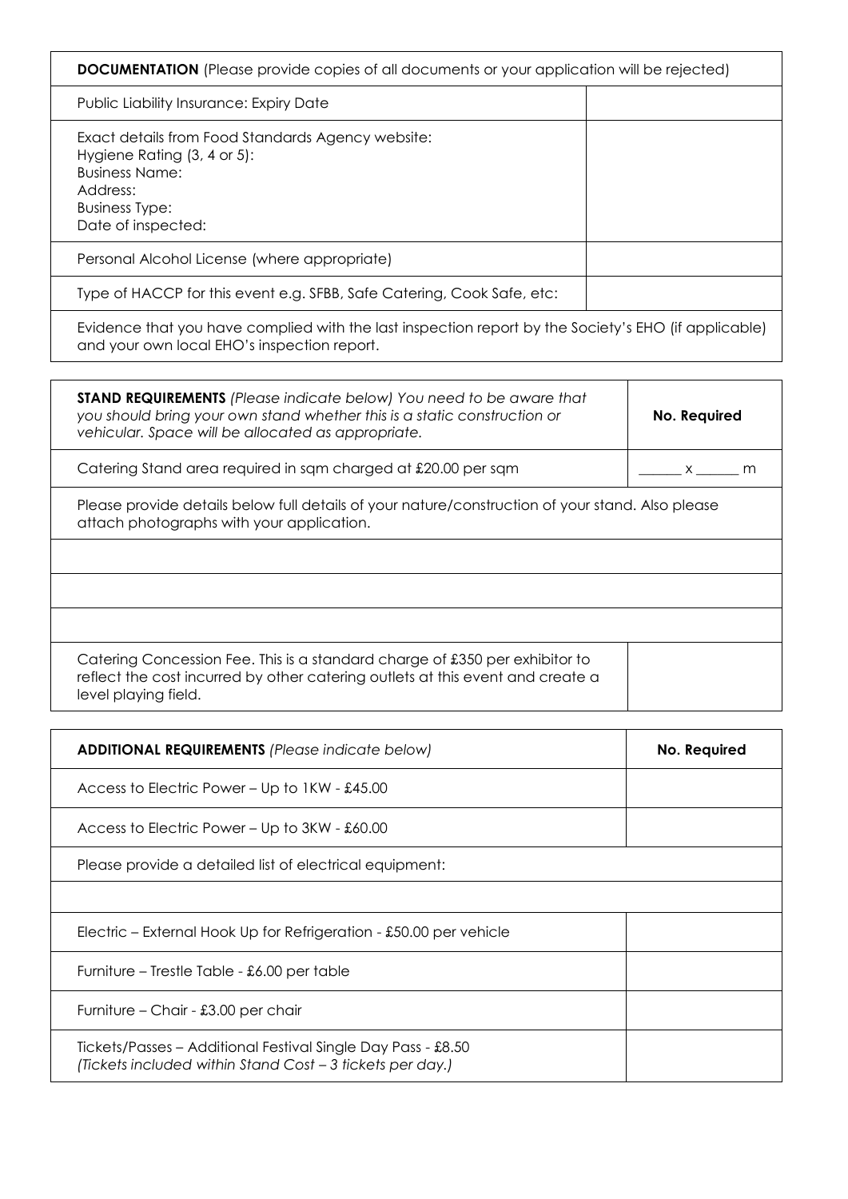| **DOCUMENTATION** (Please provide copies of all documents or your application will be rejected) | |
|---|---|
| Public Liability Insurance: Expiry Date | |
| Exact details from Food Standards Agency website:<br>Hygiene Rating (3, 4 or 5):<br>Business Name:<br>Address:<br>Business Type:<br>Date of inspected: | |
| Personal Alcohol License (where appropriate) | |
| Type of HACCP for this event e.g. SFBB, Safe Catering, Cook Safe, etc: | |
| Evidence that you have complied with the last inspection report by the Society's EHO (if applicable) and your own local EHO's inspection report. | |

| **STAND REQUIREMENTS** *(Please indicate below) You need to be aware that you should bring your own stand whether this is a static construction or vehicular. Space will be allocated as appropriate.* | **No. Required** |
|---|---|
| Catering Stand area required in sqm charged at £20.00 per sqm | ______ x ______ m |
| Please provide details below full details of your nature/construction of your stand. Also please attach photographs with your application. | |
| | |
| | |
| | |
| Catering Concession Fee. This is a standard charge of £350 per exhibitor to reflect the cost incurred by other catering outlets at this event and create a level playing field. | |

| **ADDITIONAL REQUIREMENTS** *(Please indicate below)* | **No. Required** |
|---|---|
| Access to Electric Power – Up to 1KW - £45.00 | |
| Access to Electric Power – Up to 3KW - £60.00 | |
| Please provide a detailed list of electrical equipment: | |
| | |
| Electric – External Hook Up for Refrigeration - £50.00 per vehicle | |
| Furniture – Trestle Table - £6.00 per table | |
| Furniture – Chair - £3.00 per chair | |
| Tickets/Passes – Additional Festival Single Day Pass - £8.50<br>*(Tickets included within Stand Cost – 3 tickets per day.)* | |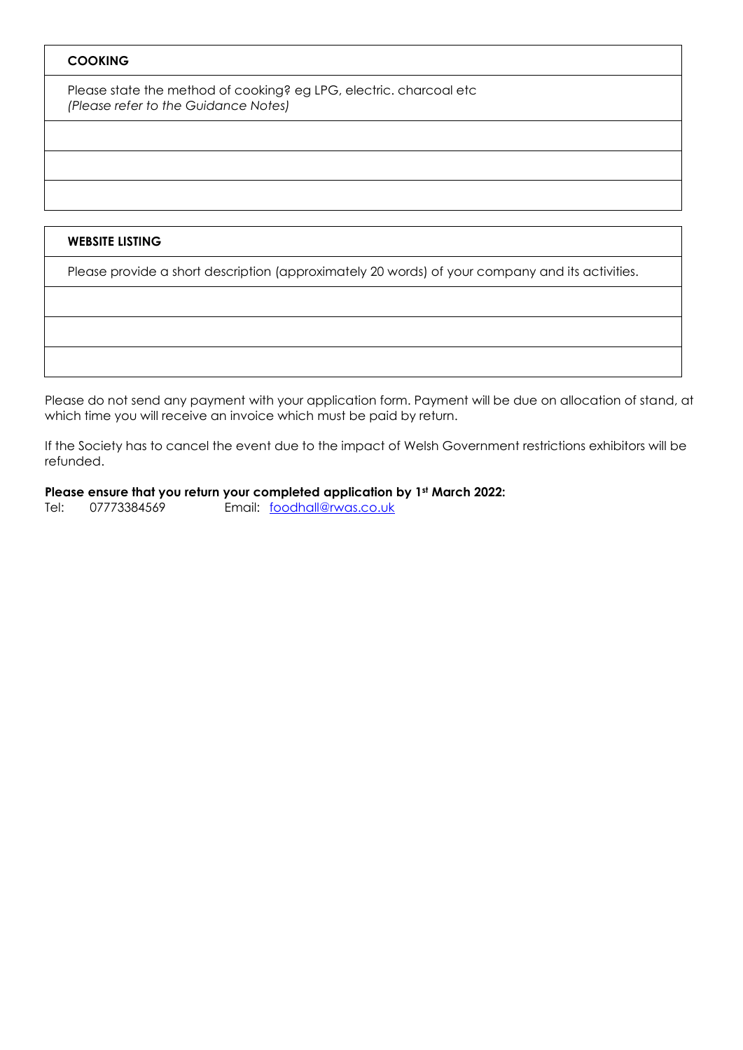| **COOKING** |
| --- |
| Please state the method of cooking? eg LPG, electric. charcoal etc<br>*(Please refer to the Guidance Notes)* |
| |
| |
| |

| **WEBSITE LISTING** |
| --- |
| Please provide a short description (approximately 20 words) of your company and its activities. |
| |
| |
| |

Please do not send any payment with your application form. Payment will be due on allocation of stand, at which time you will receive an invoice which must be paid by return.

If the Society has to cancel the event due to the impact of Welsh Government restrictions exhibitors will be refunded.

**Please ensure that you return your completed application by 1st March 2022:**

Tel: 07773384569 Email: foodhall@rwas.co.uk